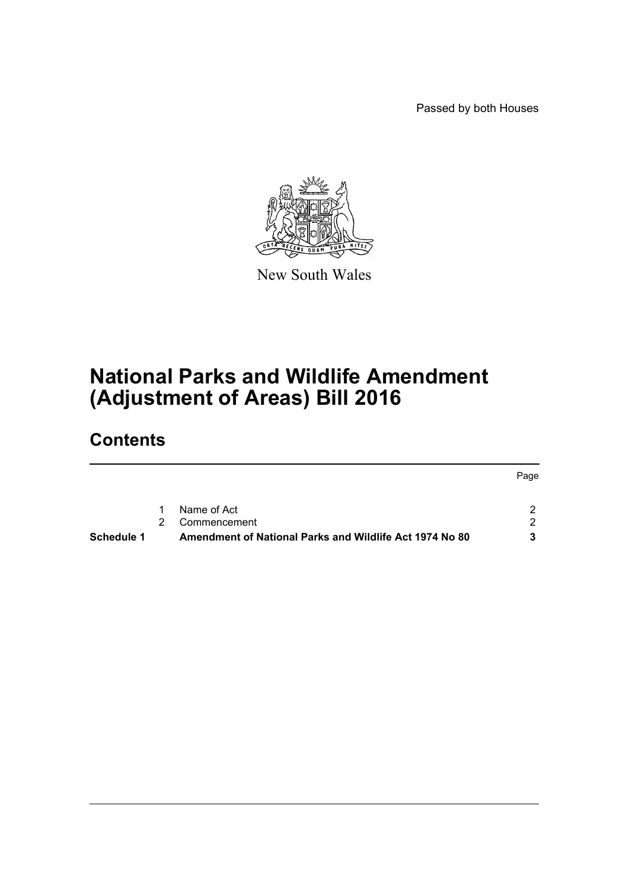Passed by both Houses

New South Wales

# National Parks and Wildlife Amendment (Adjustment of Areas) Bill 2016

## Contents

| | | | Page |
|---|---|---|---|
| | 1 | Name of Act | 2 |
| | 2 | Commencement | 2 |
| **Schedule 1** | | **Amendment of National Parks and Wildlife Act 1974 No 80** | **3** |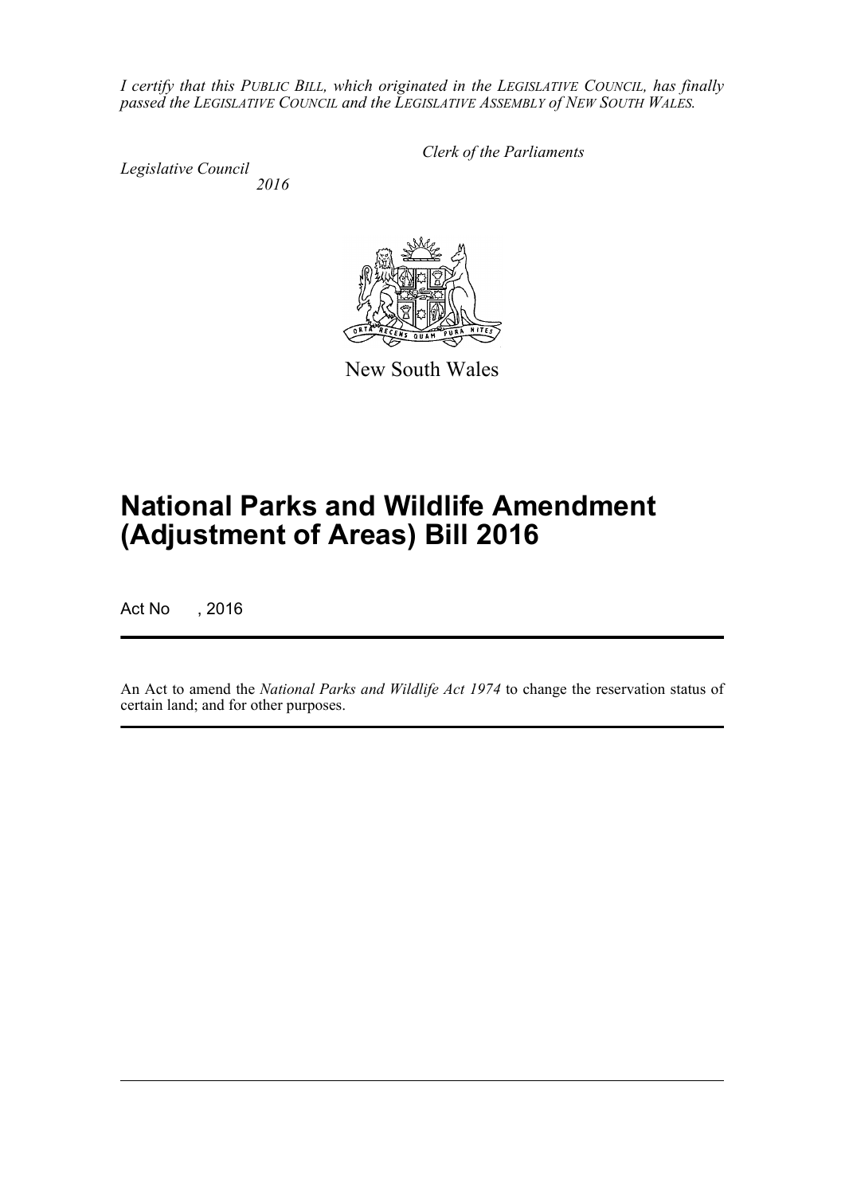*I certify that this PUBLIC BILL, which originated in the LEGISLATIVE COUNCIL, has finally passed the LEGISLATIVE COUNCIL and the LEGISLATIVE ASSEMBLY of NEW SOUTH WALES.*

*Clerk of the Parliaments*

*Legislative Council*
*2016*

New South Wales

# National Parks and Wildlife Amendment (Adjustment of Areas) Bill 2016

Act No , 2016

An Act to amend the *National Parks and Wildlife Act 1974* to change the reservation status of certain land; and for other purposes.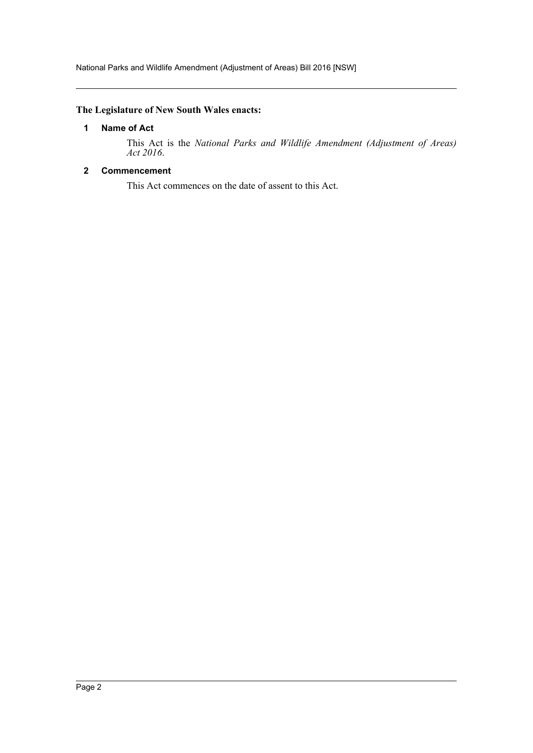**The Legislature of New South Wales enacts:**

## 1 Name of Act

This Act is the *National Parks and Wildlife Amendment (Adjustment of Areas) Act 2016*.

## 2 Commencement

This Act commences on the date of assent to this Act.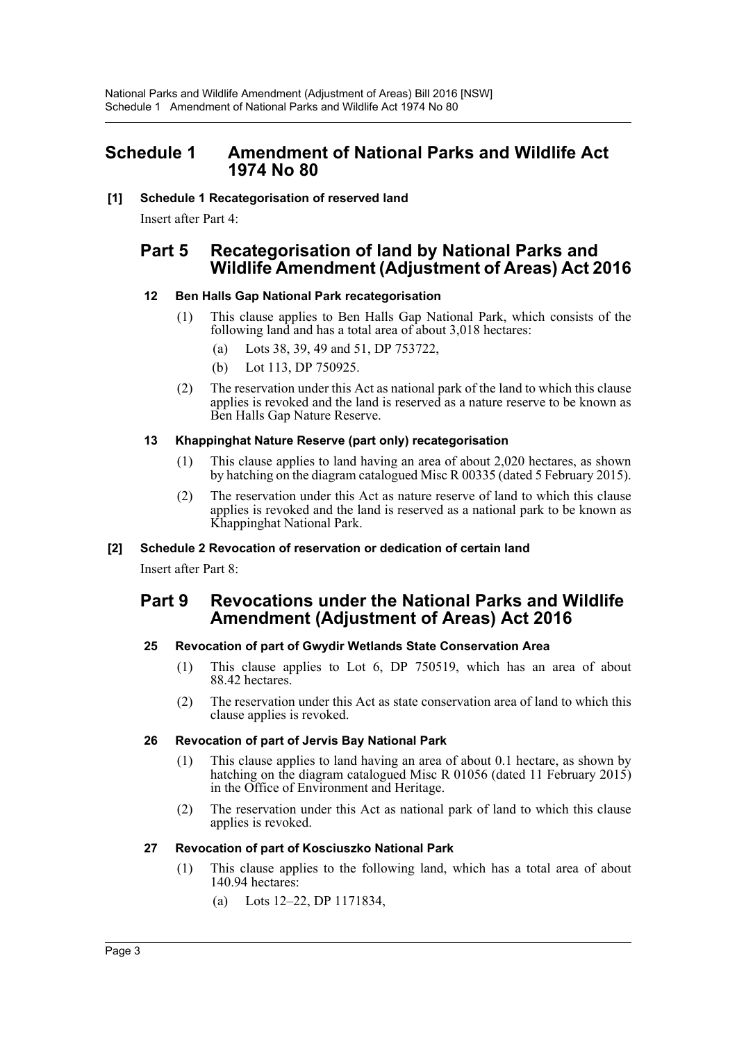# Schedule 1 Amendment of National Parks and Wildlife Act 1974 No 80

**[1] Schedule 1 Recategorisation of reserved land**

Insert after Part 4:

## Part 5 Recategorisation of land by National Parks and Wildlife Amendment (Adjustment of Areas) Act 2016

### 12 Ben Halls Gap National Park recategorisation

(1) This clause applies to Ben Halls Gap National Park, which consists of the following land and has a total area of about 3,018 hectares:

- (a) Lots 38, 39, 49 and 51, DP 753722,
- (b) Lot 113, DP 750925.

(2) The reservation under this Act as national park of the land to which this clause applies is revoked and the land is reserved as a nature reserve to be known as Ben Halls Gap Nature Reserve.

### 13 Khappinghat Nature Reserve (part only) recategorisation

(1) This clause applies to land having an area of about 2,020 hectares, as shown by hatching on the diagram catalogued Misc R 00335 (dated 5 February 2015).

(2) The reservation under this Act as nature reserve of land to which this clause applies is revoked and the land is reserved as a national park to be known as Khappinghat National Park.

**[2] Schedule 2 Revocation of reservation or dedication of certain land**

Insert after Part 8:

## Part 9 Revocations under the National Parks and Wildlife Amendment (Adjustment of Areas) Act 2016

### 25 Revocation of part of Gwydir Wetlands State Conservation Area

(1) This clause applies to Lot 6, DP 750519, which has an area of about 88.42 hectares.

(2) The reservation under this Act as state conservation area of land to which this clause applies is revoked.

### 26 Revocation of part of Jervis Bay National Park

(1) This clause applies to land having an area of about 0.1 hectare, as shown by hatching on the diagram catalogued Misc R 01056 (dated 11 February 2015) in the Office of Environment and Heritage.

(2) The reservation under this Act as national park of land to which this clause applies is revoked.

### 27 Revocation of part of Kosciuszko National Park

(1) This clause applies to the following land, which has a total area of about 140.94 hectares:

- (a) Lots 12–22, DP 1171834,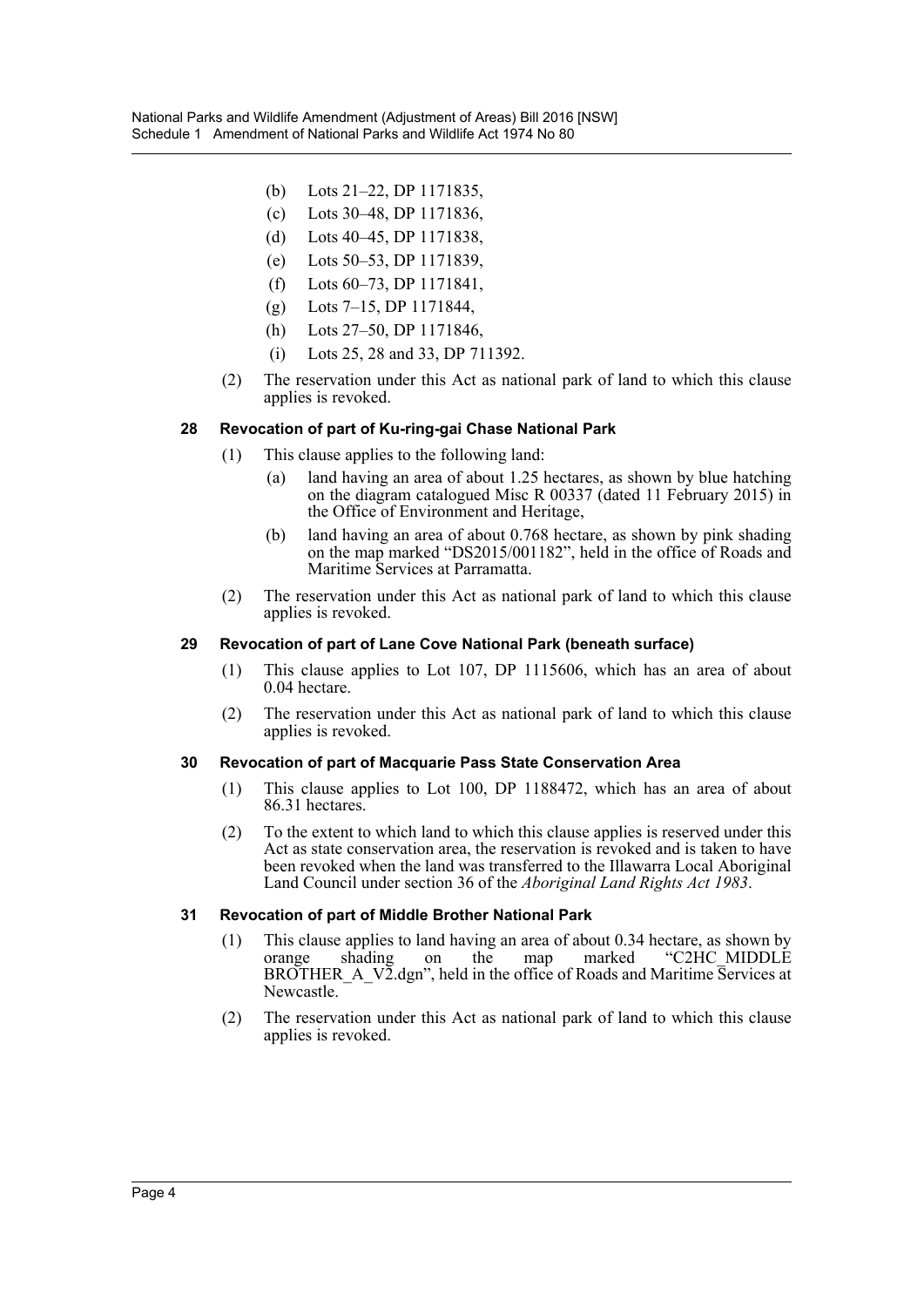(b) Lots 21–22, DP 1171835,

(c) Lots 30–48, DP 1171836,

(d) Lots 40–45, DP 1171838,

(e) Lots 50–53, DP 1171839,

(f) Lots 60–73, DP 1171841,

(g) Lots 7–15, DP 1171844,

(h) Lots 27–50, DP 1171846,

(i) Lots 25, 28 and 33, DP 711392.

(2) The reservation under this Act as national park of land to which this clause applies is revoked.

#### 28 Revocation of part of Ku-ring-gai Chase National Park

(1) This clause applies to the following land:

(a) land having an area of about 1.25 hectares, as shown by blue hatching on the diagram catalogued Misc R 00337 (dated 11 February 2015) in the Office of Environment and Heritage,

(b) land having an area of about 0.768 hectare, as shown by pink shading on the map marked "DS2015/001182", held in the office of Roads and Maritime Services at Parramatta.

(2) The reservation under this Act as national park of land to which this clause applies is revoked.

#### 29 Revocation of part of Lane Cove National Park (beneath surface)

(1) This clause applies to Lot 107, DP 1115606, which has an area of about 0.04 hectare.

(2) The reservation under this Act as national park of land to which this clause applies is revoked.

#### 30 Revocation of part of Macquarie Pass State Conservation Area

(1) This clause applies to Lot 100, DP 1188472, which has an area of about 86.31 hectares.

(2) To the extent to which land to which this clause applies is reserved under this Act as state conservation area, the reservation is revoked and is taken to have been revoked when the land was transferred to the Illawarra Local Aboriginal Land Council under section 36 of the *Aboriginal Land Rights Act 1983*.

#### 31 Revocation of part of Middle Brother National Park

(1) This clause applies to land having an area of about 0.34 hectare, as shown by orange shading on the map marked "C2HC_MIDDLE BROTHER_A_V2.dgn", held in the office of Roads and Maritime Services at Newcastle.

(2) The reservation under this Act as national park of land to which this clause applies is revoked.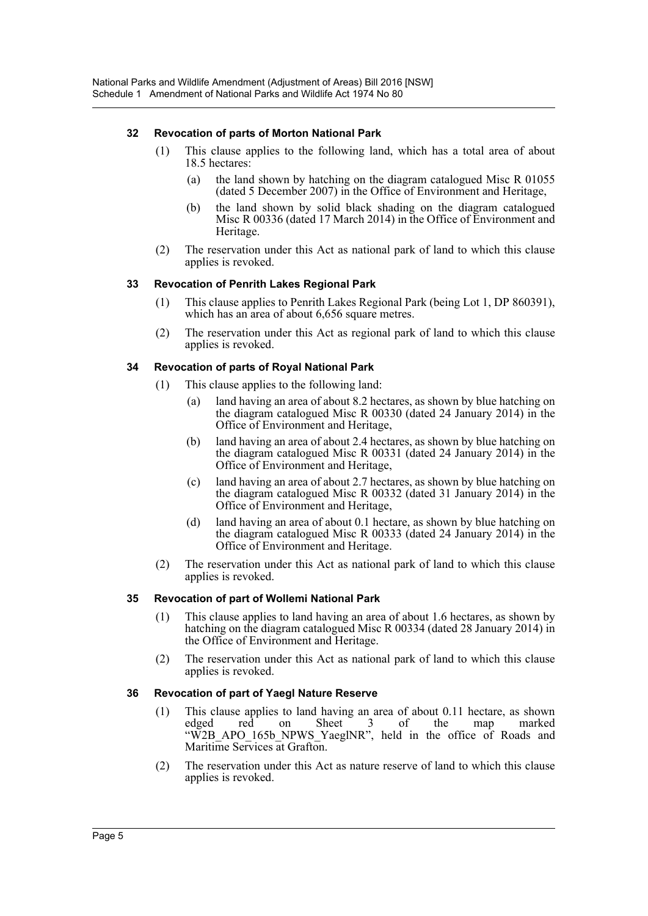### 32 Revocation of parts of Morton National Park

(1) This clause applies to the following land, which has a total area of about 18.5 hectares:

(a) the land shown by hatching on the diagram catalogued Misc R 01055 (dated 5 December 2007) in the Office of Environment and Heritage,

(b) the land shown by solid black shading on the diagram catalogued Misc R 00336 (dated 17 March 2014) in the Office of Environment and Heritage.

(2) The reservation under this Act as national park of land to which this clause applies is revoked.

### 33 Revocation of Penrith Lakes Regional Park

(1) This clause applies to Penrith Lakes Regional Park (being Lot 1, DP 860391), which has an area of about 6,656 square metres.

(2) The reservation under this Act as regional park of land to which this clause applies is revoked.

### 34 Revocation of parts of Royal National Park

(1) This clause applies to the following land:

(a) land having an area of about 8.2 hectares, as shown by blue hatching on the diagram catalogued Misc R 00330 (dated 24 January 2014) in the Office of Environment and Heritage,

(b) land having an area of about 2.4 hectares, as shown by blue hatching on the diagram catalogued Misc R 00331 (dated 24 January 2014) in the Office of Environment and Heritage,

(c) land having an area of about 2.7 hectares, as shown by blue hatching on the diagram catalogued Misc R 00332 (dated 31 January 2014) in the Office of Environment and Heritage,

(d) land having an area of about 0.1 hectare, as shown by blue hatching on the diagram catalogued Misc R 00333 (dated 24 January 2014) in the Office of Environment and Heritage.

(2) The reservation under this Act as national park of land to which this clause applies is revoked.

### 35 Revocation of part of Wollemi National Park

(1) This clause applies to land having an area of about 1.6 hectares, as shown by hatching on the diagram catalogued Misc R 00334 (dated 28 January 2014) in the Office of Environment and Heritage.

(2) The reservation under this Act as national park of land to which this clause applies is revoked.

### 36 Revocation of part of Yaegl Nature Reserve

(1) This clause applies to land having an area of about 0.11 hectare, as shown edged red on Sheet 3 of the map marked "W2B_APO_165b_NPWS_YaeglNR", held in the office of Roads and Maritime Services at Grafton.

(2) The reservation under this Act as nature reserve of land to which this clause applies is revoked.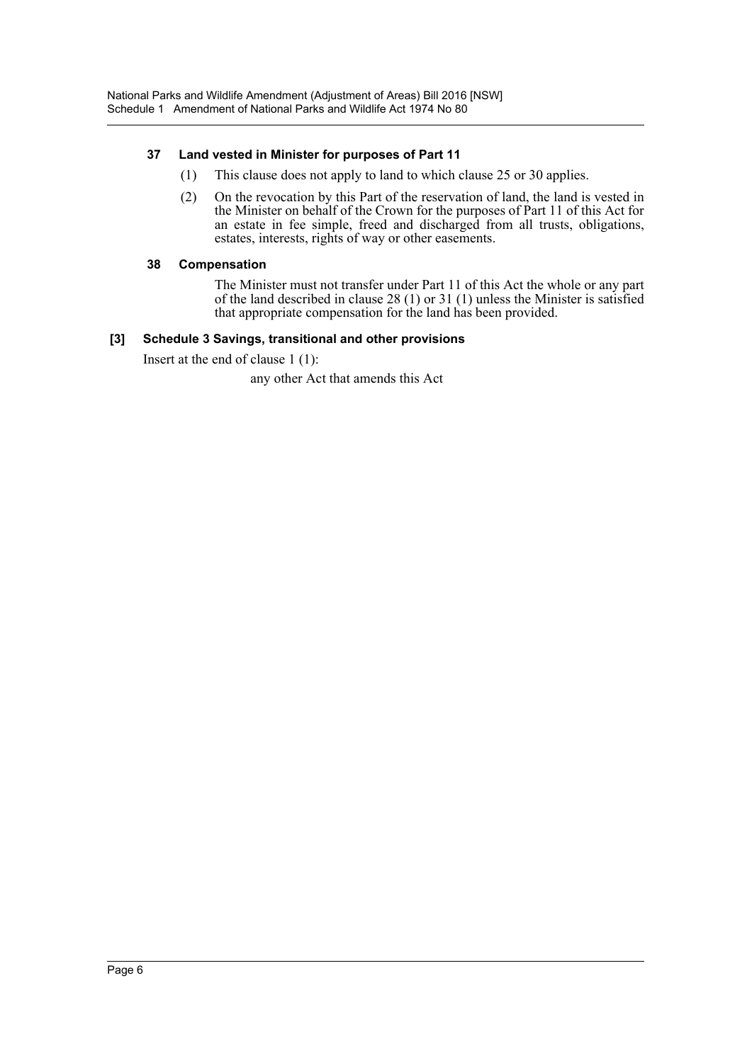#### 37 Land vested in Minister for purposes of Part 11

(1) This clause does not apply to land to which clause 25 or 30 applies.

(2) On the revocation by this Part of the reservation of land, the land is vested in the Minister on behalf of the Crown for the purposes of Part 11 of this Act for an estate in fee simple, freed and discharged from all trusts, obligations, estates, interests, rights of way or other easements.

#### 38 Compensation

The Minister must not transfer under Part 11 of this Act the whole or any part of the land described in clause 28 (1) or 31 (1) unless the Minister is satisfied that appropriate compensation for the land has been provided.

### [3] Schedule 3 Savings, transitional and other provisions

Insert at the end of clause 1 (1):

any other Act that amends this Act